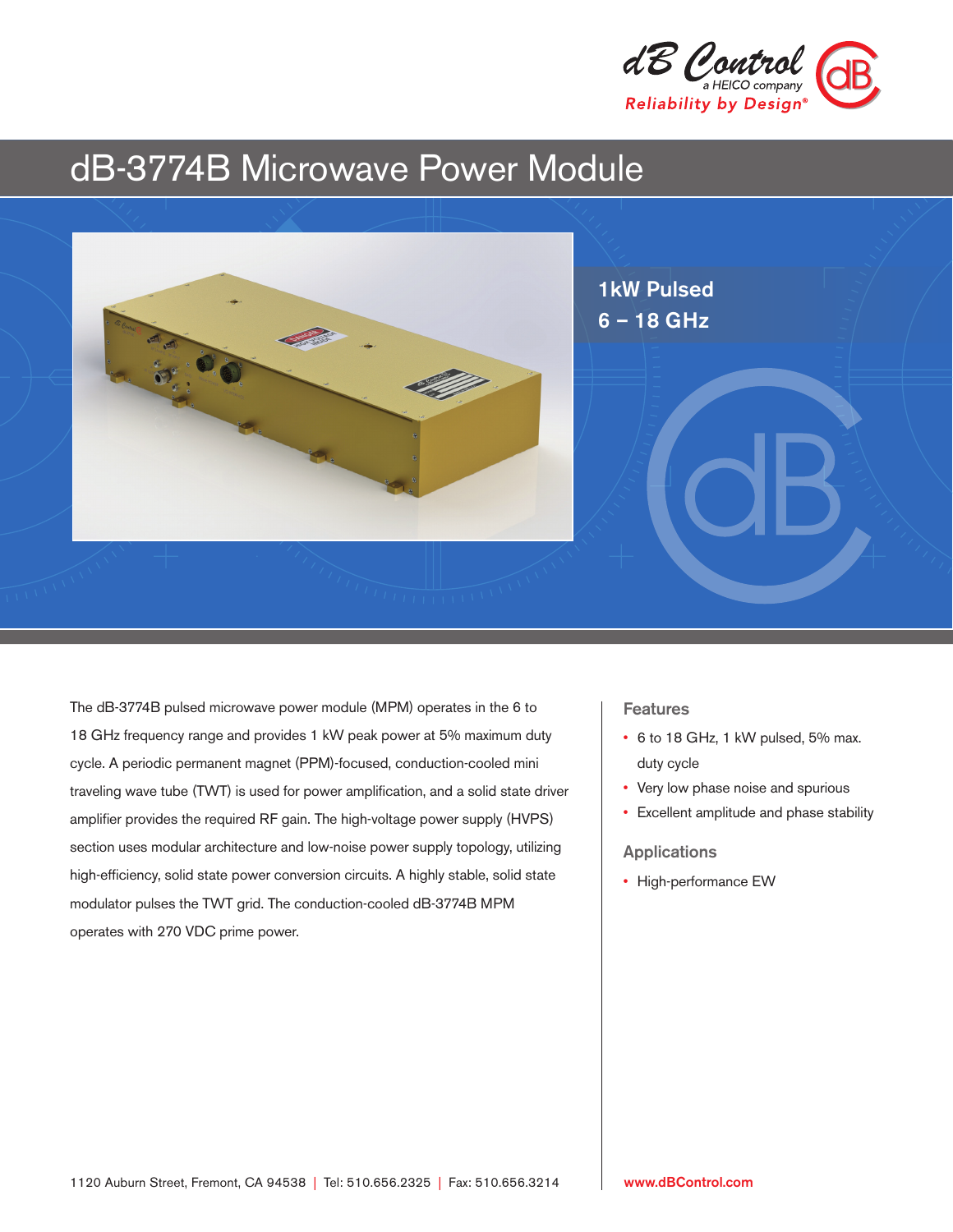dB Control
a HEICO company
Reliability by Design®

# dB-3774B Microwave Power Module

**1kW Pulsed**
**6 – 18 GHz**

The dB-3774B pulsed microwave power module (MPM) operates in the 6 to 18 GHz frequency range and provides 1 kW peak power at 5% maximum duty cycle. A periodic permanent magnet (PPM)-focused, conduction-cooled mini traveling wave tube (TWT) is used for power amplification, and a solid state driver amplifier provides the required RF gain. The high-voltage power supply (HVPS) section uses modular architecture and low-noise power supply topology, utilizing high-efficiency, solid state power conversion circuits. A highly stable, solid state modulator pulses the TWT grid. The conduction-cooled dB-3774B MPM operates with 270 VDC prime power.

## Features

- 6 to 18 GHz, 1 kW pulsed, 5% max. duty cycle
- Very low phase noise and spurious
- Excellent amplitude and phase stability

## Applications

- High-performance EW

1120 Auburn Street, Fremont, CA 94538 | Tel: 510.656.2325 | Fax: 510.656.3214

www.dBControl.com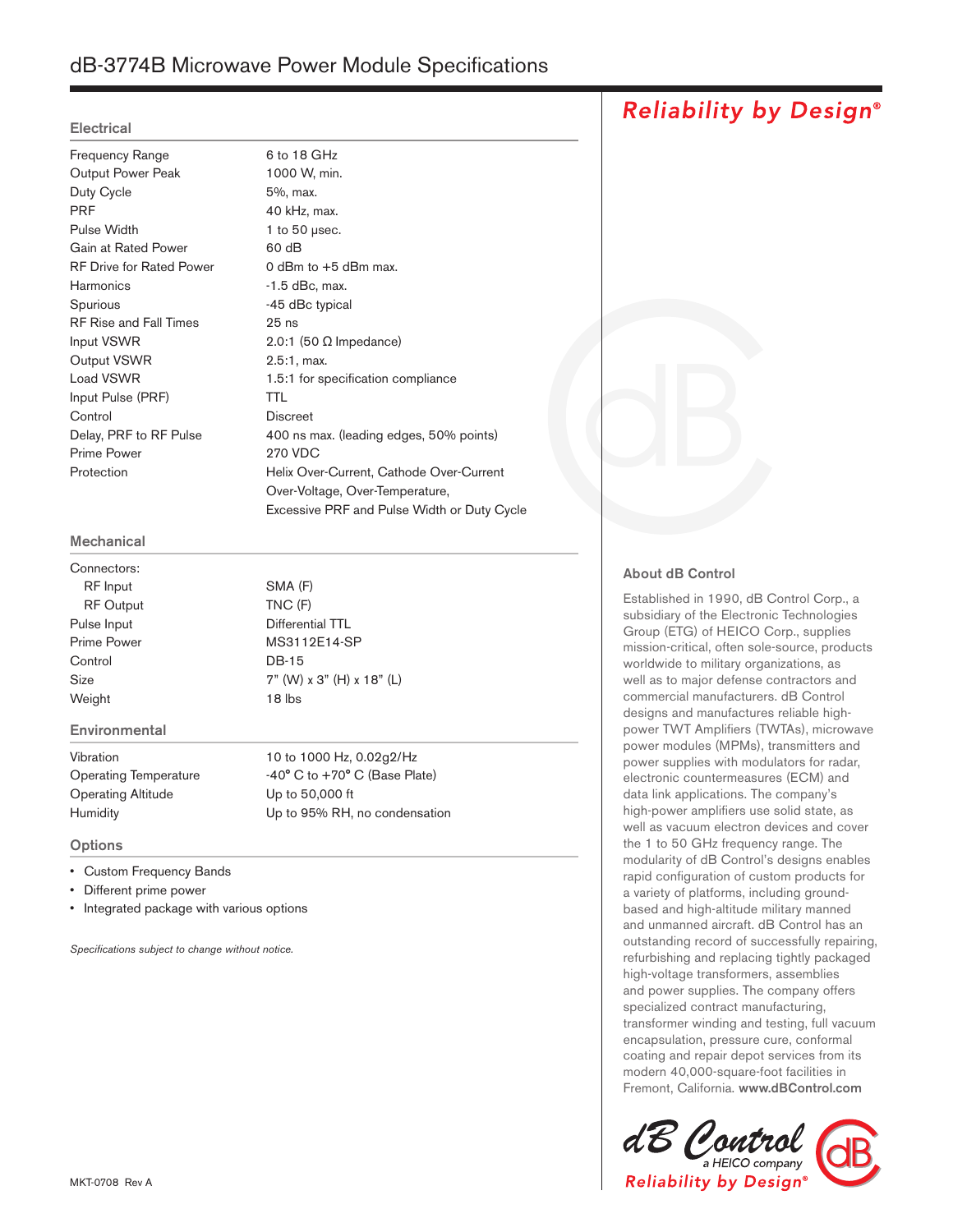# dB-3774B Microwave Power Module Specifications

## Electrical

| | |
|---|---|
| Frequency Range | 6 to 18 GHz |
| Output Power Peak | 1000 W, min. |
| Duty Cycle | 5%, max. |
| PRF | 40 kHz, max. |
| Pulse Width | 1 to 50 µsec. |
| Gain at Rated Power | 60 dB |
| RF Drive for Rated Power | 0 dBm to +5 dBm max. |
| Harmonics | -1.5 dBc, max. |
| Spurious | -45 dBc typical |
| RF Rise and Fall Times | 25 ns |
| Input VSWR | 2.0:1 (50 Ω Impedance) |
| Output VSWR | 2.5:1, max. |
| Load VSWR | 1.5:1 for specification compliance |
| Input Pulse (PRF) | TTL |
| Control | Discreet |
| Delay, PRF to RF Pulse | 400 ns max. (leading edges, 50% points) |
| Prime Power | 270 VDC |
| Protection | Helix Over-Current, Cathode Over-Current Over-Voltage, Over-Temperature, Excessive PRF and Pulse Width or Duty Cycle |

## Mechanical

| | |
|---|---|
| Connectors: | |
| RF Input | SMA (F) |
| RF Output | TNC (F) |
| Pulse Input | Differential TTL |
| Prime Power | MS3112E14-SP |
| Control | DB-15 |
| Size | 7" (W) x 3" (H) x 18" (L) |
| Weight | 18 lbs |

## Environmental

| | |
|---|---|
| Vibration | 10 to 1000 Hz, 0.02g2/Hz |
| Operating Temperature | -40° C to +70° C (Base Plate) |
| Operating Altitude | Up to 50,000 ft |
| Humidity | Up to 95% RH, no condensation |

## Options

- Custom Frequency Bands
- Different prime power
- Integrated package with various options

*Specifications subject to change without notice.*

MKT-0708 Rev A

*Reliability by Design®*

### About dB Control

Established in 1990, dB Control Corp., a subsidiary of the Electronic Technologies Group (ETG) of HEICO Corp., supplies mission-critical, often sole-source, products worldwide to military organizations, as well as to major defense contractors and commercial manufacturers. dB Control designs and manufactures reliable high-power TWT Amplifiers (TWTAs), microwave power modules (MPMs), transmitters and power supplies with modulators for radar, electronic countermeasures (ECM) and data link applications. The company's high-power amplifiers use solid state, as well as vacuum electron devices and cover the 1 to 50 GHz frequency range. The modularity of dB Control's designs enables rapid configuration of custom products for a variety of platforms, including ground-based and high-altitude military manned and unmanned aircraft. dB Control has an outstanding record of successfully repairing, refurbishing and replacing tightly packaged high-voltage transformers, assemblies and power supplies. The company offers specialized contract manufacturing, transformer winding and testing, full vacuum encapsulation, pressure cure, conformal coating and repair depot services from its modern 40,000-square-foot facilities in Fremont, California. **www.dBControl.com**

dB Control
a HEICO company
*Reliability by Design®*